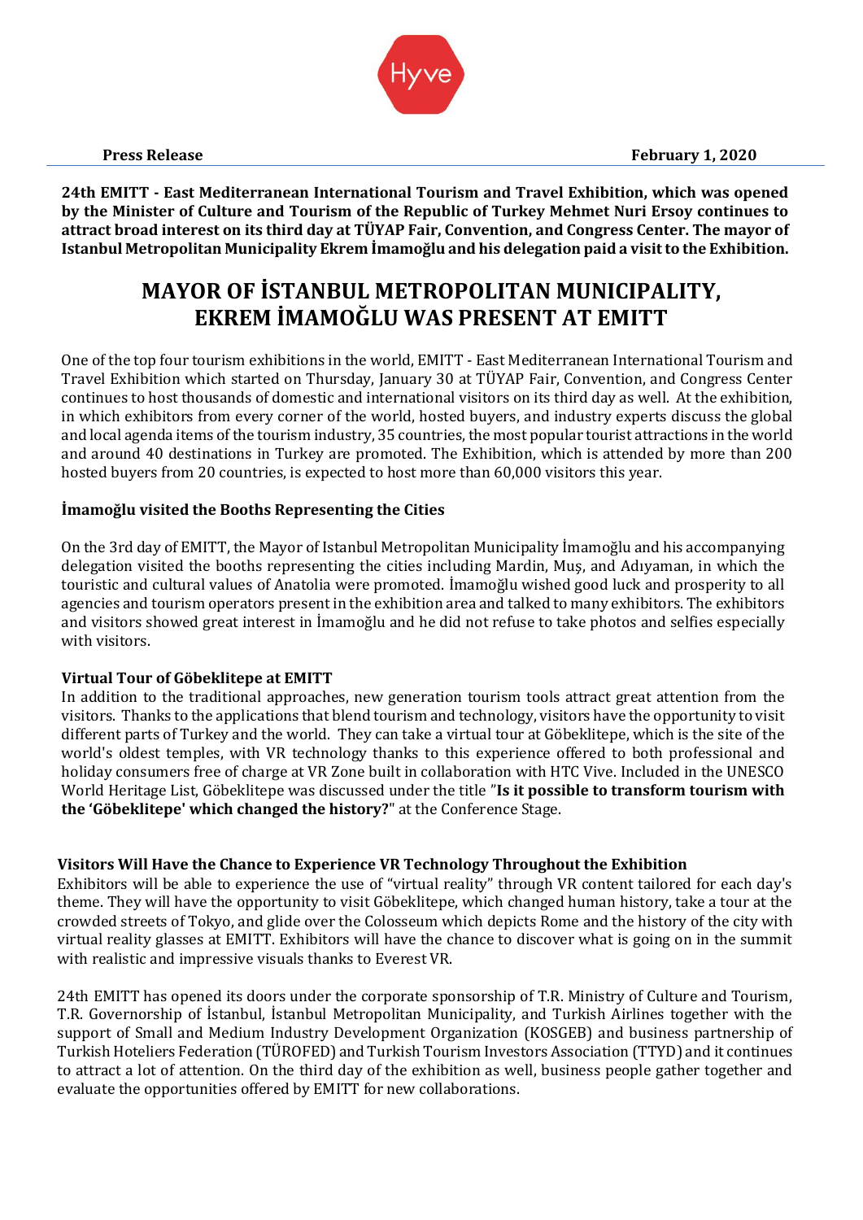**Press Release** **February 1, 2020**

**24th EMITT - East Mediterranean International Tourism and Travel Exhibition, which was opened by the Minister of Culture and Tourism of the Republic of Turkey Mehmet Nuri Ersoy continues to attract broad interest on its third day at TÜYAP Fair, Convention, and Congress Center. The mayor of Istanbul Metropolitan Municipality Ekrem İmamoğlu and his delegation paid a visit to the Exhibition.**

# MAYOR OF İSTANBUL METROPOLITAN MUNICIPALITY, EKREM İMAMOĞLU WAS PRESENT AT EMITT

One of the top four tourism exhibitions in the world, EMITT - East Mediterranean International Tourism and Travel Exhibition which started on Thursday, January 30 at TÜYAP Fair, Convention, and Congress Center continues to host thousands of domestic and international visitors on its third day as well. At the exhibition, in which exhibitors from every corner of the world, hosted buyers, and industry experts discuss the global and local agenda items of the tourism industry, 35 countries, the most popular tourist attractions in the world and around 40 destinations in Turkey are promoted. The Exhibition, which is attended by more than 200 hosted buyers from 20 countries, is expected to host more than 60,000 visitors this year.

### İmamoğlu visited the Booths Representing the Cities

On the 3rd day of EMITT, the Mayor of Istanbul Metropolitan Municipality İmamoğlu and his accompanying delegation visited the booths representing the cities including Mardin, Muş, and Adıyaman, in which the touristic and cultural values of Anatolia were promoted. İmamoğlu wished good luck and prosperity to all agencies and tourism operators present in the exhibition area and talked to many exhibitors. The exhibitors and visitors showed great interest in İmamoğlu and he did not refuse to take photos and selfies especially with visitors.

### Virtual Tour of Göbeklitepe at EMITT

In addition to the traditional approaches, new generation tourism tools attract great attention from the visitors. Thanks to the applications that blend tourism and technology, visitors have the opportunity to visit different parts of Turkey and the world. They can take a virtual tour at Göbeklitepe, which is the site of the world's oldest temples, with VR technology thanks to this experience offered to both professional and holiday consumers free of charge at VR Zone built in collaboration with HTC Vive. Included in the UNESCO World Heritage List, Göbeklitepe was discussed under the title "**Is it possible to transform tourism with the 'Göbeklitepe' which changed the history?**" at the Conference Stage.

### Visitors Will Have the Chance to Experience VR Technology Throughout the Exhibition

Exhibitors will be able to experience the use of "virtual reality" through VR content tailored for each day's theme. They will have the opportunity to visit Göbeklitepe, which changed human history, take a tour at the crowded streets of Tokyo, and glide over the Colosseum which depicts Rome and the history of the city with virtual reality glasses at EMITT. Exhibitors will have the chance to discover what is going on in the summit with realistic and impressive visuals thanks to Everest VR.

24th EMITT has opened its doors under the corporate sponsorship of T.R. Ministry of Culture and Tourism, T.R. Governorship of İstanbul, İstanbul Metropolitan Municipality, and Turkish Airlines together with the support of Small and Medium Industry Development Organization (KOSGEB) and business partnership of Turkish Hoteliers Federation (TÜROFED) and Turkish Tourism Investors Association (TTYD) and it continues to attract a lot of attention. On the third day of the exhibition as well, business people gather together and evaluate the opportunities offered by EMITT for new collaborations.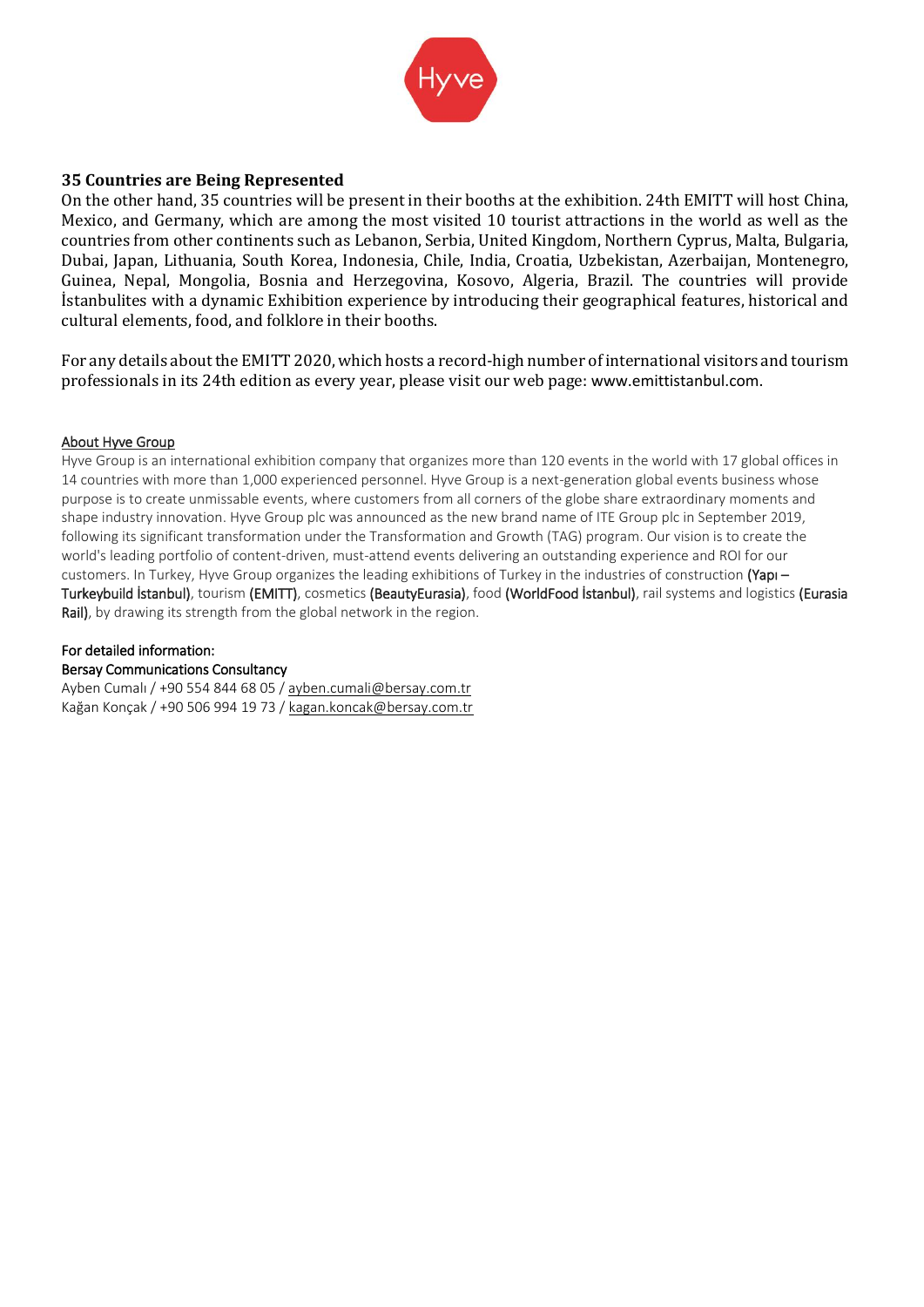## 35 Countries are Being Represented

On the other hand, 35 countries will be present in their booths at the exhibition. 24th EMITT will host China, Mexico, and Germany, which are among the most visited 10 tourist attractions in the world as well as the countries from other continents such as Lebanon, Serbia, United Kingdom, Northern Cyprus, Malta, Bulgaria, Dubai, Japan, Lithuania, South Korea, Indonesia, Chile, India, Croatia, Uzbekistan, Azerbaijan, Montenegro, Guinea, Nepal, Mongolia, Bosnia and Herzegovina, Kosovo, Algeria, Brazil. The countries will provide İstanbulites with a dynamic Exhibition experience by introducing their geographical features, historical and cultural elements, food, and folklore in their booths.

For any details about the EMITT 2020, which hosts a record-high number of international visitors and tourism professionals in its 24th edition as every year, please visit our web page: www.emittistanbul.com.

About Hyve Group

Hyve Group is an international exhibition company that organizes more than 120 events in the world with 17 global offices in 14 countries with more than 1,000 experienced personnel. Hyve Group is a next-generation global events business whose purpose is to create unmissable events, where customers from all corners of the globe share extraordinary moments and shape industry innovation. Hyve Group plc was announced as the new brand name of ITE Group plc in September 2019, following its significant transformation under the Transformation and Growth (TAG) program. Our vision is to create the world's leading portfolio of content-driven, must-attend events delivering an outstanding experience and ROI for our customers. In Turkey, Hyve Group organizes the leading exhibitions of Turkey in the industries of construction **(Yapı – Turkeybuild İstanbul)**, tourism **(EMITT)**, cosmetics **(BeautyEurasia)**, food **(WorldFood İstanbul)**, rail systems and logistics **(Eurasia Rail)**, by drawing its strength from the global network in the region.

For detailed information:
Bersay Communications Consultancy
Ayben Cumalı / +90 554 844 68 05 / ayben.cumali@bersay.com.tr
Kağan Konçak / +90 506 994 19 73 / kagan.koncak@bersay.com.tr